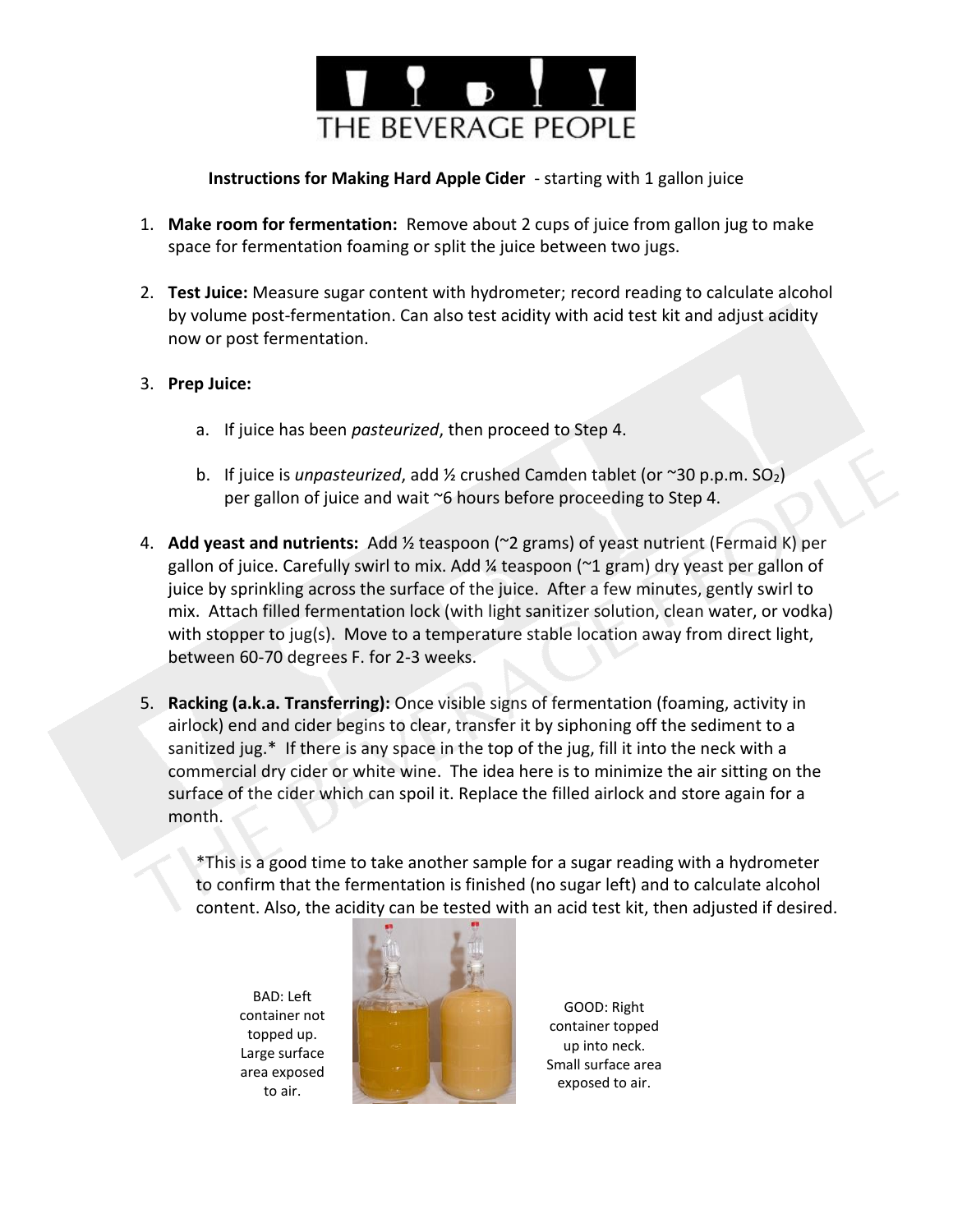THE BEVERAGE PEOPLE

**Instructions for Making Hard Apple Cider** - starting with 1 gallon juice

1. **Make room for fermentation:** Remove about 2 cups of juice from gallon jug to make space for fermentation foaming or split the juice between two jugs.

2. **Test Juice:** Measure sugar content with hydrometer; record reading to calculate alcohol by volume post-fermentation. Can also test acidity with acid test kit and adjust acidity now or post fermentation.

3. **Prep Juice:**

   a. If juice has been *pasteurized*, then proceed to Step 4.

   b. If juice is *unpasteurized*, add ½ crushed Camden tablet (or ~30 p.p.m. $SO_2$) per gallon of juice and wait ~6 hours before proceeding to Step 4.

4. **Add yeast and nutrients:** Add ½ teaspoon (~2 grams) of yeast nutrient (Fermaid K) per gallon of juice. Carefully swirl to mix. Add ¼ teaspoon (~1 gram) dry yeast per gallon of juice by sprinkling across the surface of the juice. After a few minutes, gently swirl to mix. Attach filled fermentation lock (with light sanitizer solution, clean water, or vodka) with stopper to jug(s). Move to a temperature stable location away from direct light, between 60-70 degrees F. for 2-3 weeks.

5. **Racking (a.k.a. Transferring):** Once visible signs of fermentation (foaming, activity in airlock) end and cider begins to clear, transfer it by siphoning off the sediment to a sanitized jug.* If there is any space in the top of the jug, fill it into the neck with a commercial dry cider or white wine. The idea here is to minimize the air sitting on the surface of the cider which can spoil it. Replace the filled airlock and store again for a month.

   *This is a good time to take another sample for a sugar reading with a hydrometer to confirm that the fermentation is finished (no sugar left) and to calculate alcohol content. Also, the acidity can be tested with an acid test kit, then adjusted if desired.

BAD: Left container not topped up. Large surface area exposed to air.

GOOD: Right container topped up into neck. Small surface area exposed to air.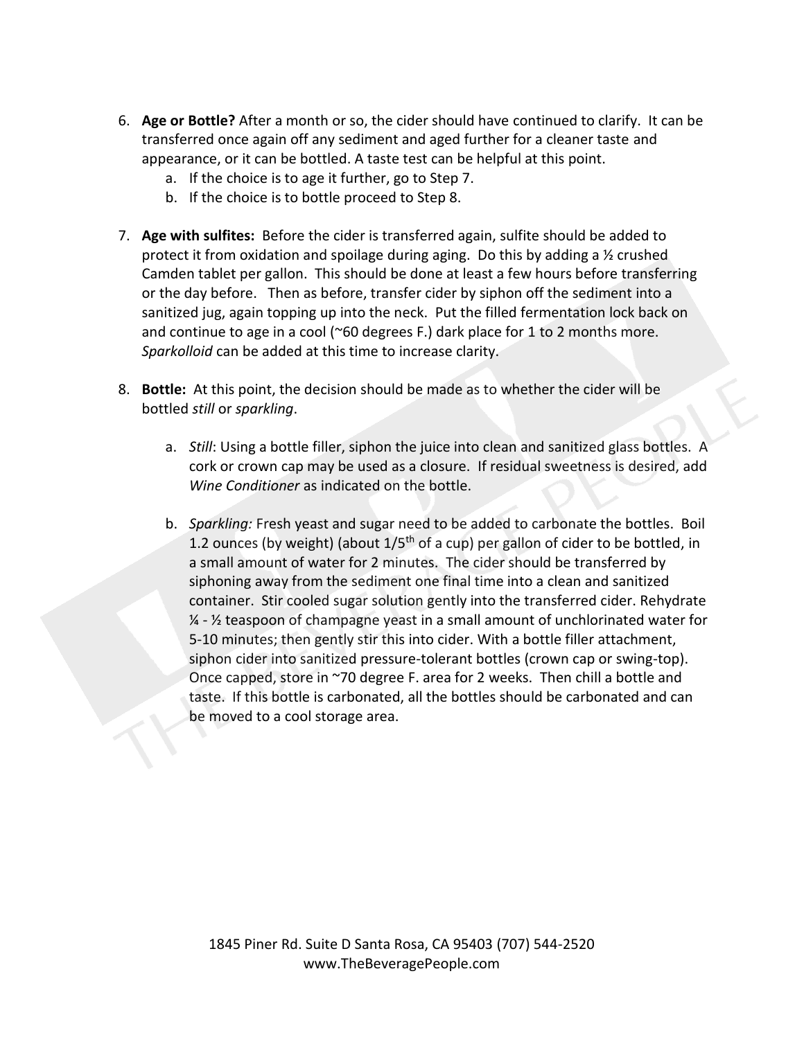6. **Age or Bottle?** After a month or so, the cider should have continued to clarify. It can be transferred once again off any sediment and aged further for a cleaner taste and appearance, or it can be bottled. A taste test can be helpful at this point.
   a. If the choice is to age it further, go to Step 7.
   b. If the choice is to bottle proceed to Step 8.

7. **Age with sulfites:** Before the cider is transferred again, sulfite should be added to protect it from oxidation and spoilage during aging. Do this by adding a ½ crushed Camden tablet per gallon. This should be done at least a few hours before transferring or the day before. Then as before, transfer cider by siphon off the sediment into a sanitized jug, again topping up into the neck. Put the filled fermentation lock back on and continue to age in a cool (~60 degrees F.) dark place for 1 to 2 months more. *Sparkolloid* can be added at this time to increase clarity.

8. **Bottle:** At this point, the decision should be made as to whether the cider will be bottled *still* or *sparkling*.

   a. *Still*: Using a bottle filler, siphon the juice into clean and sanitized glass bottles. A cork or crown cap may be used as a closure. If residual sweetness is desired, add *Wine Conditioner* as indicated on the bottle.

   b. *Sparkling:* Fresh yeast and sugar need to be added to carbonate the bottles. Boil 1.2 ounces (by weight) (about 1/5th of a cup) per gallon of cider to be bottled, in a small amount of water for 2 minutes. The cider should be transferred by siphoning away from the sediment one final time into a clean and sanitized container. Stir cooled sugar solution gently into the transferred cider. Rehydrate ¼ - ½ teaspoon of champagne yeast in a small amount of unchlorinated water for 5-10 minutes; then gently stir this into cider. With a bottle filler attachment, siphon cider into sanitized pressure-tolerant bottles (crown cap or swing-top). Once capped, store in ~70 degree F. area for 2 weeks. Then chill a bottle and taste. If this bottle is carbonated, all the bottles should be carbonated and can be moved to a cool storage area.

1845 Piner Rd. Suite D Santa Rosa, CA 95403 (707) 544-2520
www.TheBeveragePeople.com